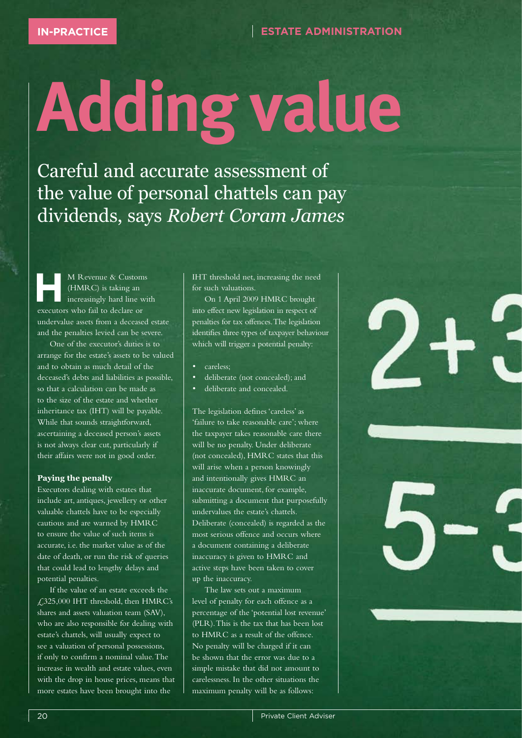IN-PRACTICE | ESTATE ADMINISTRATION

# Adding value

Careful and accurate assessment of the value of personal chattels can pay dividends, says *Robert Coram James*

HM Revenue & Customs (HMRC) is taking an increasingly hard line with executors who fail to declare or undervalue assets from a deceased estate and the penalties levied can be severe.

One of the executor's duties is to arrange for the estate's assets to be valued and to obtain as much detail of the deceased's debts and liabilities as possible, so that a calculation can be made as to the size of the estate and whether inheritance tax (IHT) will be payable. While that sounds straightforward, ascertaining a deceased person's assets is not always clear cut, particularly if their affairs were not in good order.

**Paying the penalty**

Executors dealing with estates that include art, antiques, jewellery or other valuable chattels have to be especially cautious and are warned by HMRC to ensure the value of such items is accurate, i.e. the market value as of the date of death, or run the risk of queries that could lead to lengthy delays and potential penalties.

If the value of an estate exceeds the £325,000 IHT threshold, then HMRC's shares and assets valuation team (SAV), who are also responsible for dealing with estate's chattels, will usually expect to see a valuation of personal possessions, if only to confirm a nominal value. The increase in wealth and estate values, even with the drop in house prices, means that more estates have been brought into the IHT threshold net, increasing the need for such valuations.

On 1 April 2009 HMRC brought into effect new legislation in respect of penalties for tax offences. The legislation identifies three types of taxpayer behaviour which will trigger a potential penalty:

- careless;
- deliberate (not concealed); and
- deliberate and concealed.

The legislation defines 'careless' as 'failure to take reasonable care'; where the taxpayer takes reasonable care there will be no penalty. Under deliberate (not concealed), HMRC states that this will arise when a person knowingly and intentionally gives HMRC an inaccurate document, for example, submitting a document that purposefully undervalues the estate's chattels. Deliberate (concealed) is regarded as the most serious offence and occurs where a document containing a deliberate inaccuracy is given to HMRC and active steps have been taken to cover up the inaccuracy.

The law sets out a maximum level of penalty for each offence as a percentage of the 'potential lost revenue' (PLR). This is the tax that has been lost to HMRC as a result of the offence. No penalty will be charged if it can be shown that the error was due to a simple mistake that did not amount to carelessness. In the other situations the maximum penalty will be as follows: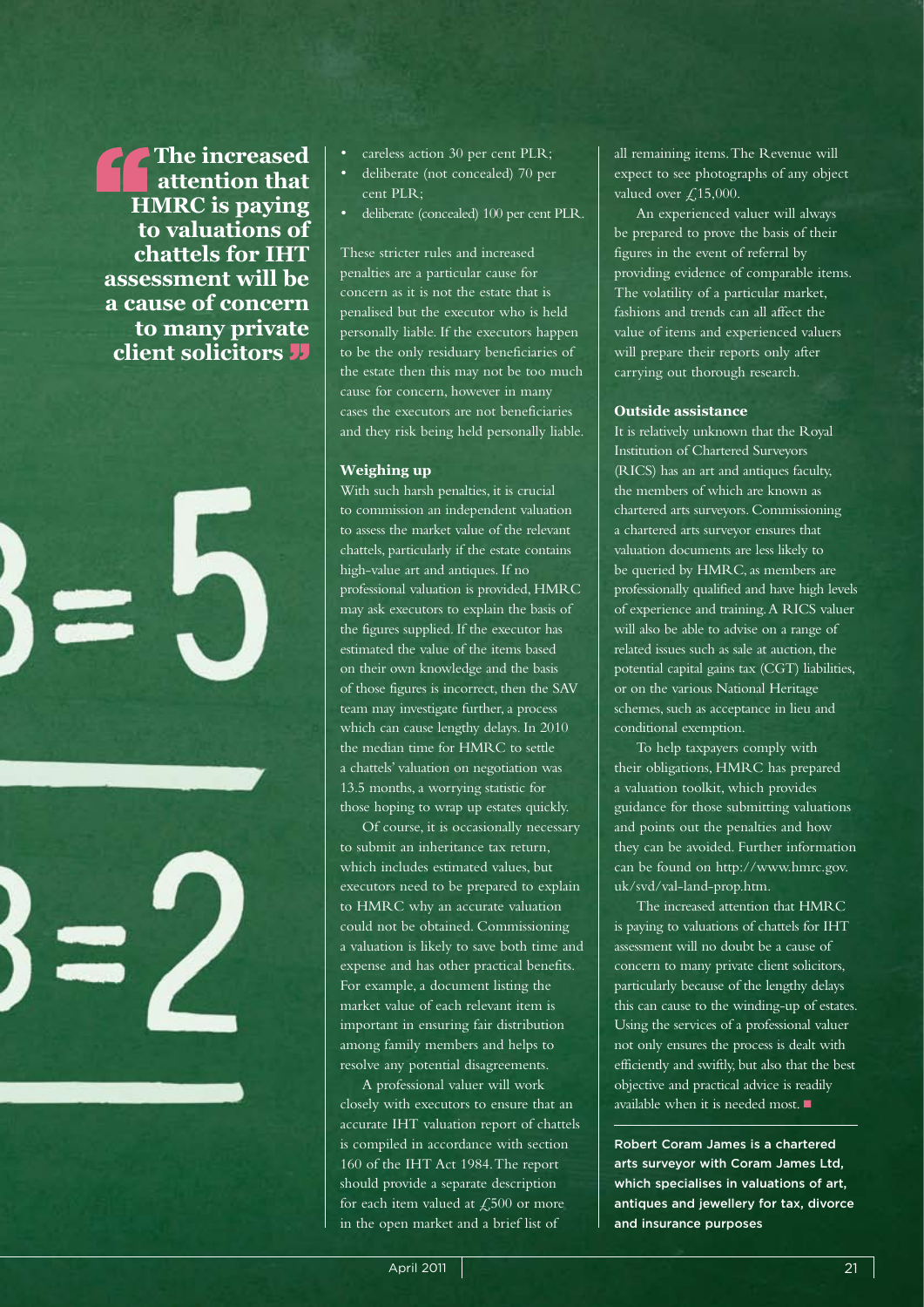> **The increased attention that HMRC is paying to valuations of chattels for IHT assessment will be a cause of concern to many private client solicitors**

- careless action 30 per cent PLR;
- deliberate (not concealed) 70 per cent PLR;
- deliberate (concealed) 100 per cent PLR.

These stricter rules and increased penalties are a particular cause for concern as it is not the estate that is penalised but the executor who is held personally liable. If the executors happen to be the only residuary beneficiaries of the estate then this may not be too much cause for concern, however in many cases the executors are not beneficiaries and they risk being held personally liable.

### Weighing up

With such harsh penalties, it is crucial to commission an independent valuation to assess the market value of the relevant chattels, particularly if the estate contains high-value art and antiques. If no professional valuation is provided, HMRC may ask executors to explain the basis of the figures supplied. If the executor has estimated the value of the items based on their own knowledge and the basis of those figures is incorrect, then the SAV team may investigate further, a process which can cause lengthy delays. In 2010 the median time for HMRC to settle a chattels' valuation on negotiation was 13.5 months, a worrying statistic for those hoping to wrap up estates quickly.

Of course, it is occasionally necessary to submit an inheritance tax return, which includes estimated values, but executors need to be prepared to explain to HMRC why an accurate valuation could not be obtained. Commissioning a valuation is likely to save both time and expense and has other practical benefits. For example, a document listing the market value of each relevant item is important in ensuring fair distribution among family members and helps to resolve any potential disagreements.

A professional valuer will work closely with executors to ensure that an accurate IHT valuation report of chattels is compiled in accordance with section 160 of the IHT Act 1984. The report should provide a separate description for each item valued at £500 or more in the open market and a brief list of all remaining items. The Revenue will expect to see photographs of any object valued over £15,000.

An experienced valuer will always be prepared to prove the basis of their figures in the event of referral by providing evidence of comparable items. The volatility of a particular market, fashions and trends can all affect the value of items and experienced valuers will prepare their reports only after carrying out thorough research.

### Outside assistance

It is relatively unknown that the Royal Institution of Chartered Surveyors (RICS) has an art and antiques faculty, the members of which are known as chartered arts surveyors. Commissioning a chartered arts surveyor ensures that valuation documents are less likely to be queried by HMRC, as members are professionally qualified and have high levels of experience and training. A RICS valuer will also be able to advise on a range of related issues such as sale at auction, the potential capital gains tax (CGT) liabilities, or on the various National Heritage schemes, such as acceptance in lieu and conditional exemption.

To help taxpayers comply with their obligations, HMRC has prepared a valuation toolkit, which provides guidance for those submitting valuations and points out the penalties and how they can be avoided. Further information can be found on http://www.hmrc.gov.uk/svd/val-land-prop.htm.

The increased attention that HMRC is paying to valuations of chattels for IHT assessment will no doubt be a cause of concern to many private client solicitors, particularly because of the lengthy delays this can cause to the winding-up of estates. Using the services of a professional valuer not only ensures the process is dealt with efficiently and swiftly, but also that the best objective and practical advice is readily available when it is needed most. ■

**Robert Coram James is a chartered arts surveyor with Coram James Ltd, which specialises in valuations of art, antiques and jewellery for tax, divorce and insurance purposes**